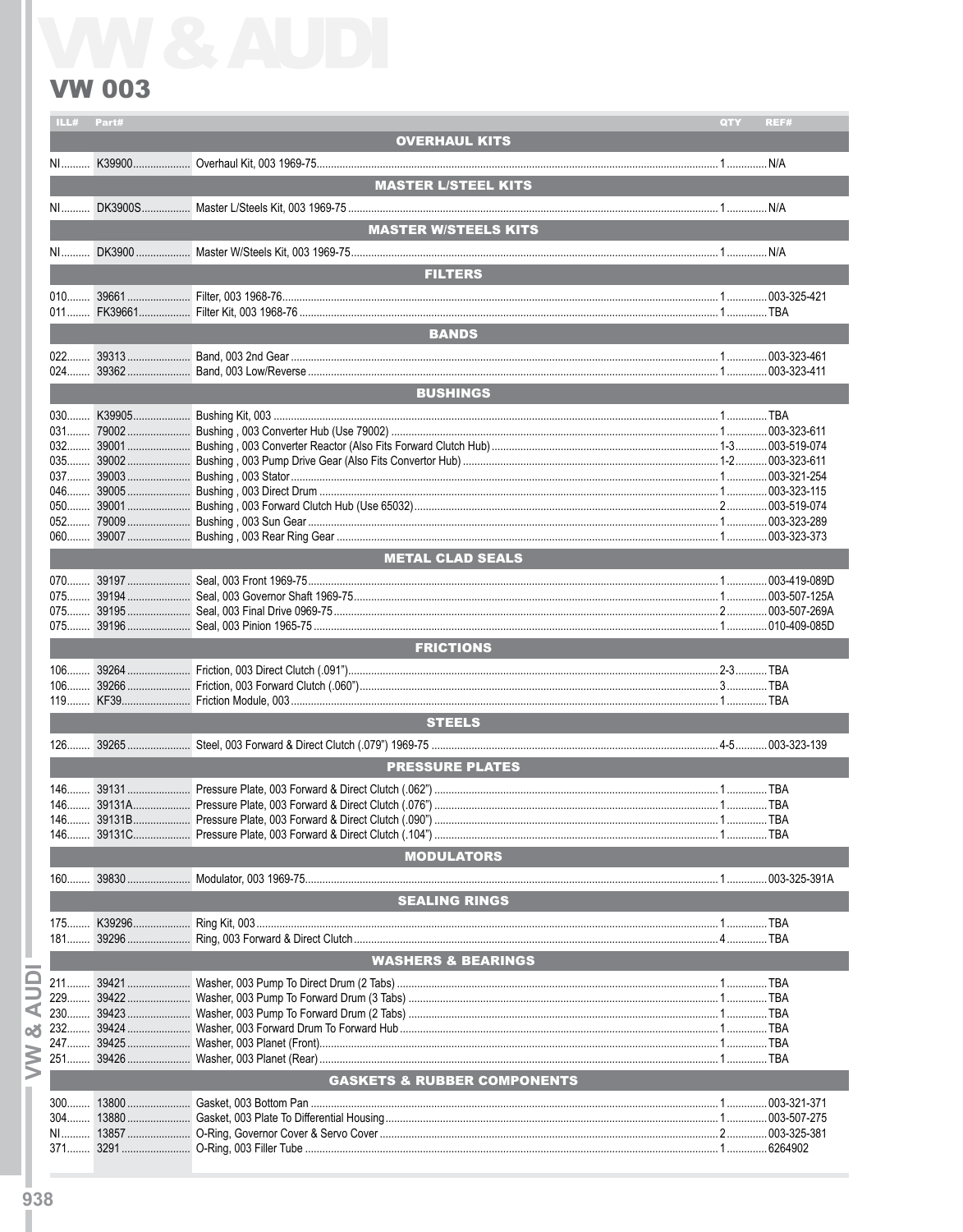# VW & AUDI

## VW 003

| ILL# | Part# | | QTY | REF# |
|---|---|---|---|---|
| | | **OVERHAUL KITS** | | |
| NI | K39900 | Overhaul Kit, 003 1969-75 | 1 | N/A |
| | | **MASTER L/STEEL KITS** | | |
| NI | DK3900S | Master L/Steels Kit, 003 1969-75 | 1 | N/A |
| | | **MASTER W/STEELS KITS** | | |
| NI | DK3900 | Master W/Steels Kit, 003 1969-75 | 1 | N/A |
| | | **FILTERS** | | |
| 010 | 39661 | Filter, 003 1968-76 | 1 | 003-325-421 |
| 011 | FK39661 | Filter Kit, 003 1968-76 | 1 | TBA |
| | | **BANDS** | | |
| 022 | 39313 | Band, 003 2nd Gear | 1 | 003-323-461 |
| 024 | 39362 | Band, 003 Low/Reverse | 1 | 003-323-411 |
| | | **BUSHINGS** | | |
| 030 | K39905 | Bushing Kit, 003 | 1 | TBA |
| 031 | 79002 | Bushing , 003 Converter Hub (Use 79002) | 1 | 003-323-611 |
| 032 | 39001 | Bushing , 003 Converter Reactor (Also Fits Forward Clutch Hub) | 1-3 | 003-519-074 |
| 035 | 39002 | Bushing , 003 Pump Drive Gear (Also Fits Convertor Hub) | 1-2 | 003-323-611 |
| 037 | 39003 | Bushing , 003 Stator | 1 | 003-321-254 |
| 046 | 39005 | Bushing , 003 Direct Drum | 1 | 003-323-115 |
| 050 | 39001 | Bushing , 003 Forward Clutch Hub (Use 65032) | 2 | 003-519-074 |
| 052 | 79009 | Bushing , 003 Sun Gear | 1 | 003-323-289 |
| 060 | 39007 | Bushing , 003 Rear Ring Gear | 1 | 003-323-373 |
| | | **METAL CLAD SEALS** | | |
| 070 | 39197 | Seal, 003 Front 1969-75 | 1 | 003-419-089D |
| 075 | 39194 | Seal, 003 Governor Shaft 1969-75 | 1 | 003-507-125A |
| 075 | 39195 | Seal, 003 Final Drive 0969-75 | 2 | 003-507-269A |
| 075 | 39196 | Seal, 003 Pinion 1965-75 | 1 | 010-409-085D |
| | | **FRICTIONS** | | |
| 106 | 39264 | Friction, 003 Direct Clutch (.091") | 2-3 | TBA |
| 106 | 39266 | Friction, 003 Forward Clutch (.060") | 3 | TBA |
| 119 | KF39 | Friction Module, 003 | 1 | TBA |
| | | **STEELS** | | |
| 126 | 39265 | Steel, 003 Forward & Direct Clutch (.079") 1969-75 | 4-5 | 003-323-139 |
| | | **PRESSURE PLATES** | | |
| 146 | 39131 | Pressure Plate, 003 Forward & Direct Clutch (.062") | 1 | TBA |
| 146 | 39131A | Pressure Plate, 003 Forward & Direct Clutch (.076") | 1 | TBA |
| 146 | 39131B | Pressure Plate, 003 Forward & Direct Clutch (.090") | 1 | TBA |
| 146 | 39131C | Pressure Plate, 003 Forward & Direct Clutch (.104") | 1 | TBA |
| | | **MODULATORS** | | |
| 160 | 39830 | Modulator, 003 1969-75 | 1 | 003-325-391A |
| | | **SEALING RINGS** | | |
| 175 | K39296 | Ring Kit, 003 | 1 | TBA |
| 181 | 39296 | Ring, 003 Forward & Direct Clutch | 4 | TBA |
| | | **WASHERS & BEARINGS** | | |
| 211 | 39421 | Washer, 003 Pump To Direct Drum (2 Tabs) | 1 | TBA |
| 229 | 39422 | Washer, 003 Pump To Forward Drum (3 Tabs) | 1 | TBA |
| 230 | 39423 | Washer, 003 Pump To Forward Drum (2 Tabs) | 1 | TBA |
| 232 | 39424 | Washer, 003 Forward Drum To Forward Hub | 1 | TBA |
| 247 | 39425 | Washer, 003 Planet (Front) | 1 | TBA |
| 251 | 39426 | Washer, 003 Planet (Rear) | 1 | TBA |
| | | **GASKETS & RUBBER COMPONENTS** | | |
| 300 | 13800 | Gasket, 003 Bottom Pan | 1 | 003-321-371 |
| 304 | 13880 | Gasket, 003 Plate To Differential Housing | 1 | 003-507-275 |
| NI | 13857 | O-Ring, Governor Cover & Servo Cover | 2 | 003-325-381 |
| 371 | 3291 | O-Ring, 003 Filler Tube | 1 | 6264902 |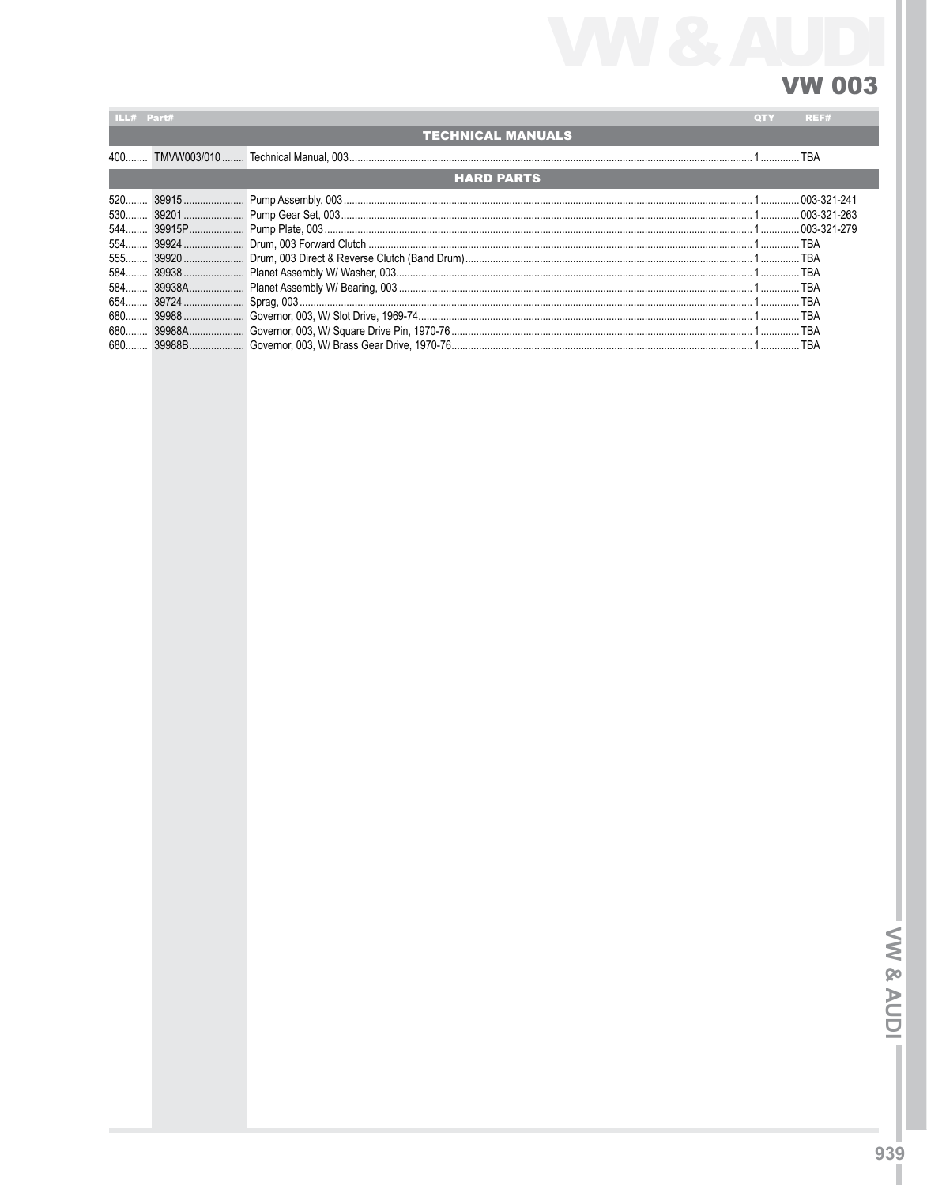# VW & AUDI

## VW 003

| ILL# | Part# | | QTY | REF# |
|---|---|---|---|---|
| **TECHNICAL MANUALS** | | | | |
| 400 | TMVW003/010 | Technical Manual, 003 | 1 | TBA |
| **HARD PARTS** | | | | |
| 520 | 39915 | Pump Assembly, 003 | 1 | 003-321-241 |
| 530 | 39201 | Pump Gear Set, 003 | 1 | 003-321-263 |
| 544 | 39915P | Pump Plate, 003 | 1 | 003-321-279 |
| 554 | 39924 | Drum, 003 Forward Clutch | 1 | TBA |
| 555 | 39920 | Drum, 003 Direct & Reverse Clutch (Band Drum) | 1 | TBA |
| 584 | 39938 | Planet Assembly W/ Washer, 003 | 1 | TBA |
| 584 | 39938A | Planet Assembly W/ Bearing, 003 | 1 | TBA |
| 654 | 39724 | Sprag, 003 | 1 | TBA |
| 680 | 39988 | Governor, 003, W/ Slot Drive, 1969-74 | 1 | TBA |
| 680 | 39988A | Governor, 003, W/ Square Drive Pin, 1970-76 | 1 | TBA |
| 680 | 39988B | Governor, 003, W/ Brass Gear Drive, 1970-76 | 1 | TBA |